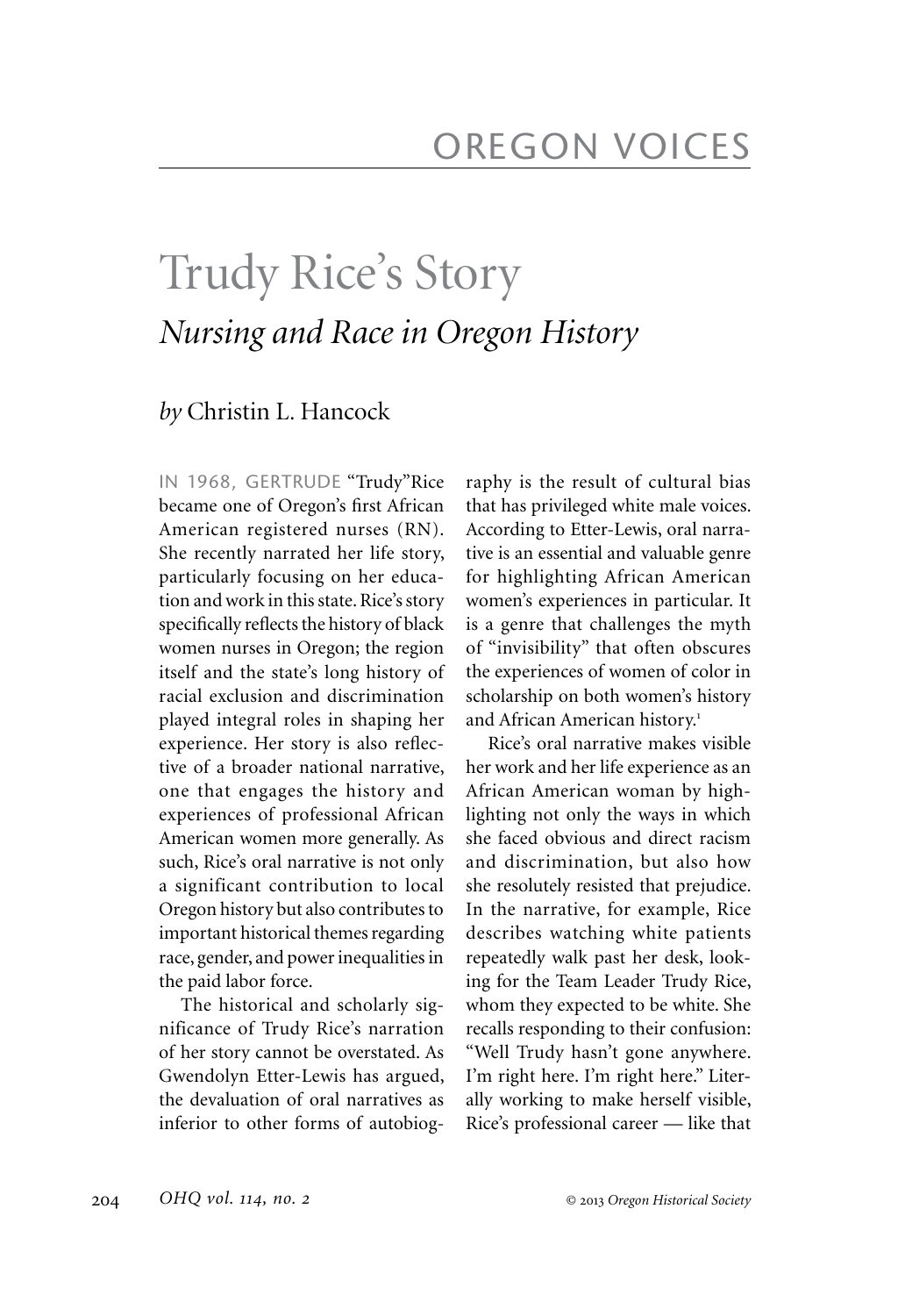# OREGON VOICES

# Trudy Rice's Story

## *Nursing and Race in Oregon History*

*by* Christin L. Hancock

IN 1968, GERTRUDE "Trudy" Rice became one of Oregon's first African American registered nurses (RN). She recently narrated her life story, particularly focusing on her education and work in this state. Rice's story specifically reflects the history of black women nurses in Oregon; the region itself and the state's long history of racial exclusion and discrimination played integral roles in shaping her experience. Her story is also reflective of a broader national narrative, one that engages the history and experiences of professional African American women more generally. As such, Rice's oral narrative is not only a significant contribution to local Oregon history but also contributes to important historical themes regarding race, gender, and power inequalities in the paid labor force.

The historical and scholarly significance of Trudy Rice's narration of her story cannot be overstated. As Gwendolyn Etter-Lewis has argued, the devaluation of oral narratives as inferior to other forms of autobiography is the result of cultural bias that has privileged white male voices. According to Etter-Lewis, oral narrative is an essential and valuable genre for highlighting African American women's experiences in particular. It is a genre that challenges the myth of "invisibility" that often obscures the experiences of women of color in scholarship on both women's history and African American history.[1]

Rice's oral narrative makes visible her work and her life experience as an African American woman by highlighting not only the ways in which she faced obvious and direct racism and discrimination, but also how she resolutely resisted that prejudice. In the narrative, for example, Rice describes watching white patients repeatedly walk past her desk, looking for the Team Leader Trudy Rice, whom they expected to be white. She recalls responding to their confusion: "Well Trudy hasn't gone anywhere. I'm right here. I'm right here." Literally working to make herself visible, Rice's professional career — like that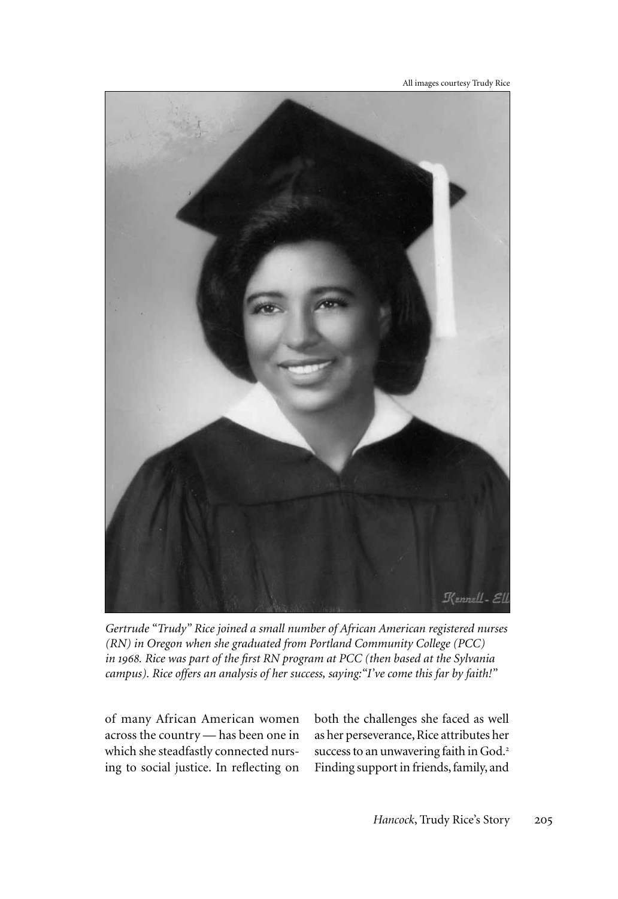All images courtesy Trudy Rice

*Gertrude "Trudy" Rice joined a small number of African American registered nurses (RN) in Oregon when she graduated from Portland Community College (PCC) in 1968. Rice was part of the first RN program at PCC (then based at the Sylvania campus). Rice offers an analysis of her success, saying: "I've come this far by faith!"*

of many African American women across the country — has been one in which she steadfastly connected nursing to social justice. In reflecting on both the challenges she faced as well as her perseverance, Rice attributes her success to an unwavering faith in God.[2] Finding support in friends, family, and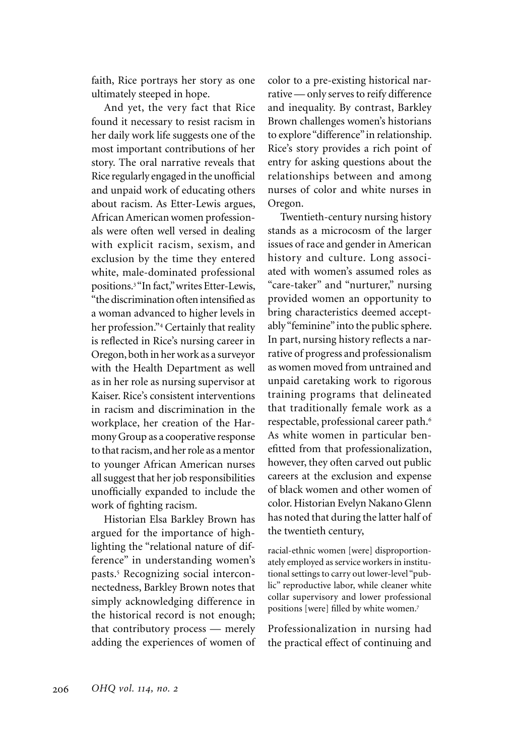faith, Rice portrays her story as one ultimately steeped in hope.

And yet, the very fact that Rice found it necessary to resist racism in her daily work life suggests one of the most important contributions of her story. The oral narrative reveals that Rice regularly engaged in the unofficial and unpaid work of educating others about racism. As Etter-Lewis argues, African American women professionals were often well versed in dealing with explicit racism, sexism, and exclusion by the time they entered white, male-dominated professional positions.[3] "In fact," writes Etter-Lewis, "the discrimination often intensified as a woman advanced to higher levels in her profession."[4] Certainly that reality is reflected in Rice's nursing career in Oregon, both in her work as a surveyor with the Health Department as well as in her role as nursing supervisor at Kaiser. Rice's consistent interventions in racism and discrimination in the workplace, her creation of the Harmony Group as a cooperative response to that racism, and her role as a mentor to younger African American nurses all suggest that her job responsibilities unofficially expanded to include the work of fighting racism.

Historian Elsa Barkley Brown has argued for the importance of highlighting the "relational nature of difference" in understanding women's pasts.[5] Recognizing social interconnectedness, Barkley Brown notes that simply acknowledging difference in the historical record is not enough; that contributory process — merely adding the experiences of women of color to a pre-existing historical narrative — only serves to reify difference and inequality. By contrast, Barkley Brown challenges women's historians to explore "difference" in relationship. Rice's story provides a rich point of entry for asking questions about the relationships between and among nurses of color and white nurses in Oregon.

Twentieth-century nursing history stands as a microcosm of the larger issues of race and gender in American history and culture. Long associated with women's assumed roles as "care-taker" and "nurturer," nursing provided women an opportunity to bring characteristics deemed acceptably "feminine" into the public sphere. In part, nursing history reflects a narrative of progress and professionalism as women moved from untrained and unpaid caretaking work to rigorous training programs that delineated that traditionally female work as a respectable, professional career path.[6] As white women in particular benefitted from that professionalization, however, they often carved out public careers at the exclusion and expense of black women and other women of color. Historian Evelyn Nakano Glenn has noted that during the latter half of the twentieth century,

> racial-ethnic women [were] disproportionately employed as service workers in institutional settings to carry out lower-level "public" reproductive labor, while cleaner white collar supervisory and lower professional positions [were] filled by white women.[7]

Professionalization in nursing had the practical effect of continuing and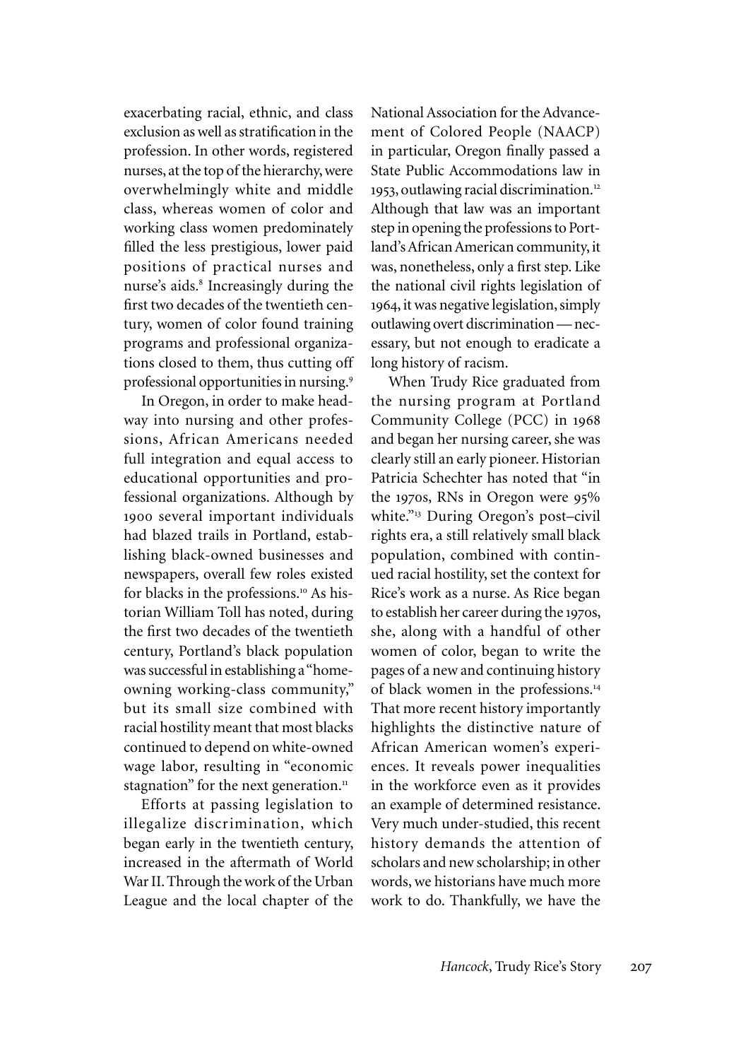exacerbating racial, ethnic, and class exclusion as well as stratification in the profession. In other words, registered nurses, at the top of the hierarchy, were overwhelmingly white and middle class, whereas women of color and working class women predominately filled the less prestigious, lower paid positions of practical nurses and nurse's aids.[8] Increasingly during the first two decades of the twentieth century, women of color found training programs and professional organizations closed to them, thus cutting off professional opportunities in nursing.[9]

In Oregon, in order to make headway into nursing and other professions, African Americans needed full integration and equal access to educational opportunities and professional organizations. Although by 1900 several important individuals had blazed trails in Portland, establishing black-owned businesses and newspapers, overall few roles existed for blacks in the professions.[10] As historian William Toll has noted, during the first two decades of the twentieth century, Portland's black population was successful in establishing a "home-owning working-class community," but its small size combined with racial hostility meant that most blacks continued to depend on white-owned wage labor, resulting in "economic stagnation" for the next generation.[11]

Efforts at passing legislation to illegalize discrimination, which began early in the twentieth century, increased in the aftermath of World War II. Through the work of the Urban League and the local chapter of the National Association for the Advancement of Colored People (NAACP) in particular, Oregon finally passed a State Public Accommodations law in 1953, outlawing racial discrimination.[12] Although that law was an important step in opening the professions to Portland's African American community, it was, nonetheless, only a first step. Like the national civil rights legislation of 1964, it was negative legislation, simply outlawing overt discrimination — necessary, but not enough to eradicate a long history of racism.

When Trudy Rice graduated from the nursing program at Portland Community College (PCC) in 1968 and began her nursing career, she was clearly still an early pioneer. Historian Patricia Schechter has noted that "in the 1970s, RNs in Oregon were 95% white."[13] During Oregon's post–civil rights era, a still relatively small black population, combined with continued racial hostility, set the context for Rice's work as a nurse. As Rice began to establish her career during the 1970s, she, along with a handful of other women of color, began to write the pages of a new and continuing history of black women in the professions.[14] That more recent history importantly highlights the distinctive nature of African American women's experiences. It reveals power inequalities in the workforce even as it provides an example of determined resistance. Very much under-studied, this recent history demands the attention of scholars and new scholarship; in other words, we historians have much more work to do. Thankfully, we have the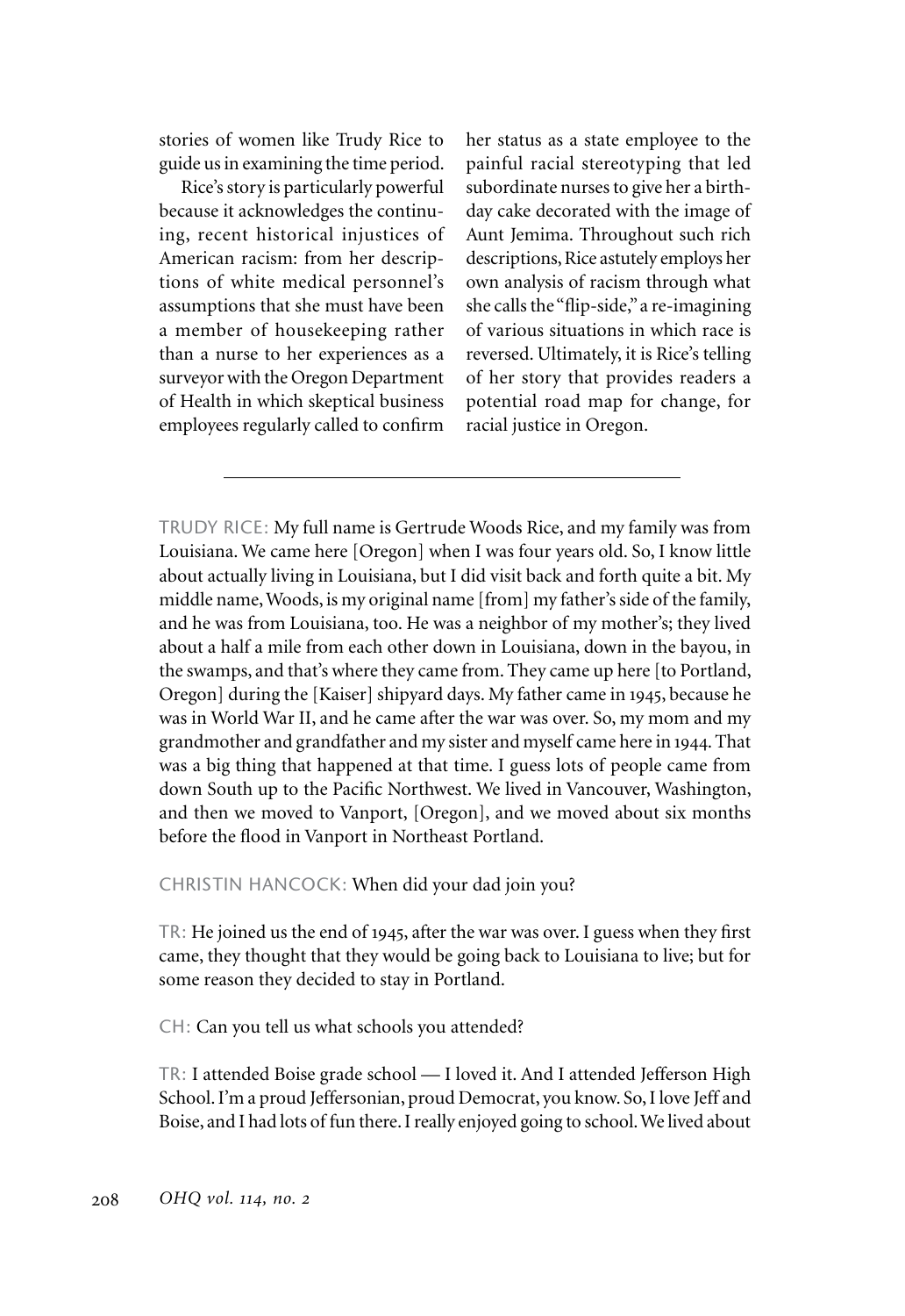stories of women like Trudy Rice to guide us in examining the time period.

Rice's story is particularly powerful because it acknowledges the continuing, recent historical injustices of American racism: from her descriptions of white medical personnel's assumptions that she must have been a member of housekeeping rather than a nurse to her experiences as a surveyor with the Oregon Department of Health in which skeptical business employees regularly called to confirm her status as a state employee to the painful racial stereotyping that led subordinate nurses to give her a birthday cake decorated with the image of Aunt Jemima. Throughout such rich descriptions, Rice astutely employs her own analysis of racism through what she calls the "flip-side," a re-imagining of various situations in which race is reversed. Ultimately, it is Rice's telling of her story that provides readers a potential road map for change, for racial justice in Oregon.

---

TRUDY RICE: My full name is Gertrude Woods Rice, and my family was from Louisiana. We came here [Oregon] when I was four years old. So, I know little about actually living in Louisiana, but I did visit back and forth quite a bit. My middle name, Woods, is my original name [from] my father's side of the family, and he was from Louisiana, too. He was a neighbor of my mother's; they lived about a half a mile from each other down in Louisiana, down in the bayou, in the swamps, and that's where they came from. They came up here [to Portland, Oregon] during the [Kaiser] shipyard days. My father came in 1945, because he was in World War II, and he came after the war was over. So, my mom and my grandmother and grandfather and my sister and myself came here in 1944. That was a big thing that happened at that time. I guess lots of people came from down South up to the Pacific Northwest. We lived in Vancouver, Washington, and then we moved to Vanport, [Oregon], and we moved about six months before the flood in Vanport in Northeast Portland.

CHRISTIN HANCOCK: When did your dad join you?

TR: He joined us the end of 1945, after the war was over. I guess when they first came, they thought that they would be going back to Louisiana to live; but for some reason they decided to stay in Portland.

CH: Can you tell us what schools you attended?

TR: I attended Boise grade school — I loved it. And I attended Jefferson High School. I'm a proud Jeffersonian, proud Democrat, you know. So, I love Jeff and Boise, and I had lots of fun there. I really enjoyed going to school. We lived about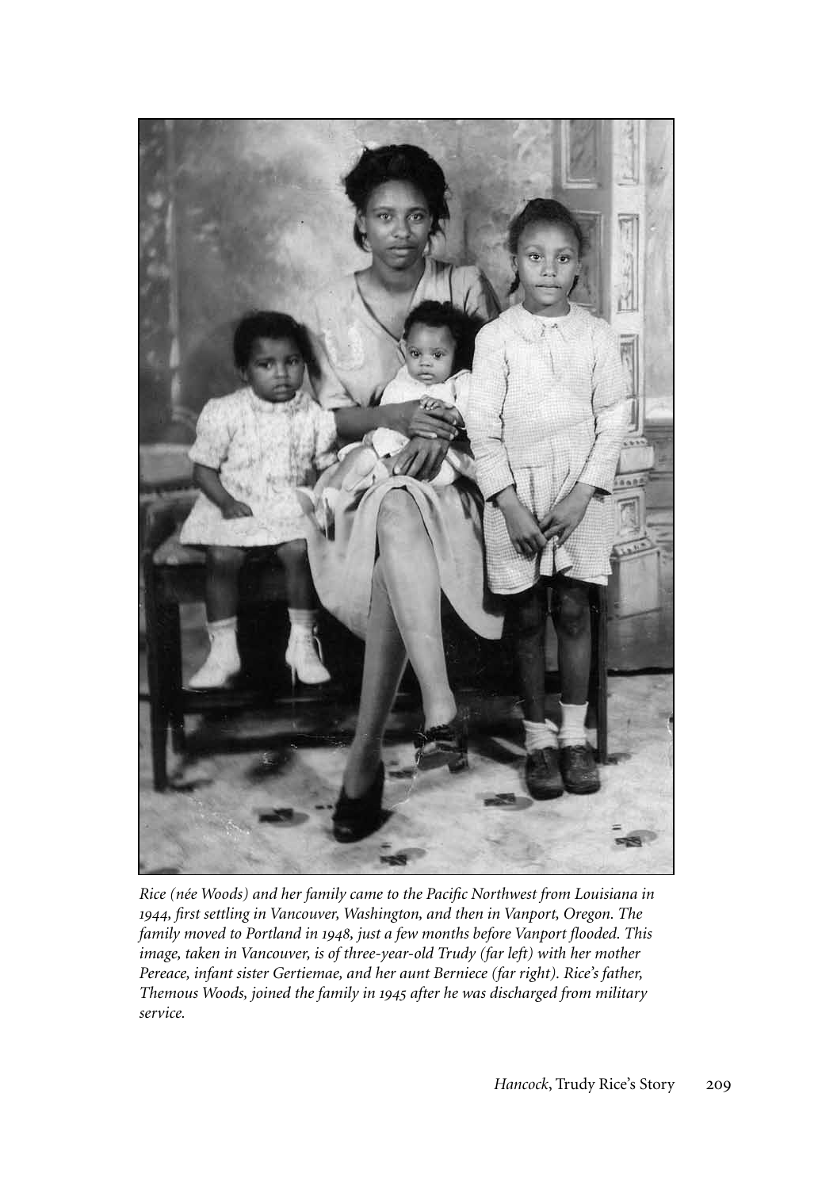*Rice (née Woods) and her family came to the Pacific Northwest from Louisiana in 1944, first settling in Vancouver, Washington, and then in Vanport, Oregon. The family moved to Portland in 1948, just a few months before Vanport flooded. This image, taken in Vancouver, is of three-year-old Trudy (far left) with her mother Pereace, infant sister Gertiemae, and her aunt Berniece (far right). Rice's father, Themous Woods, joined the family in 1945 after he was discharged from military service.*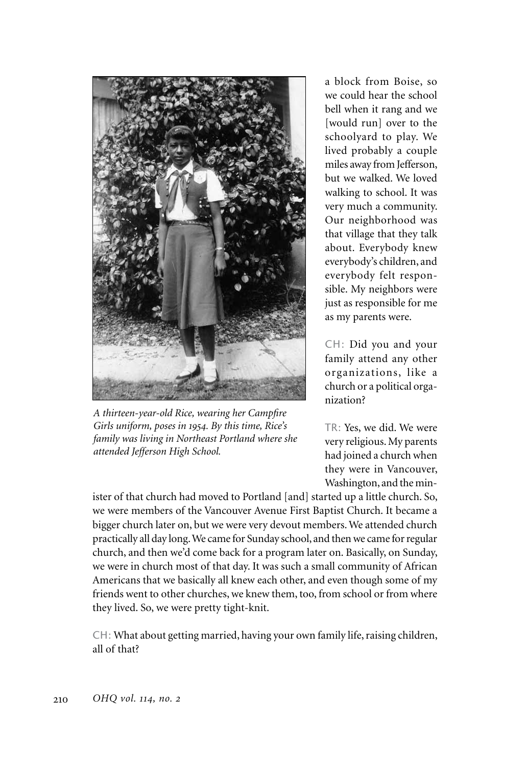A thirteen-year-old Rice, wearing her Campfire Girls uniform, poses in 1954. By this time, Rice's family was living in Northeast Portland where she attended Jefferson High School.

a block from Boise, so we could hear the school bell when it rang and we [would run] over to the schoolyard to play. We lived probably a couple miles away from Jefferson, but we walked. We loved walking to school. It was very much a community. Our neighborhood was that village that they talk about. Everybody knew everybody's children, and everybody felt responsible. My neighbors were just as responsible for me as my parents were.

CH: Did you and your family attend any other organizations, like a church or a political organization?

TR: Yes, we did. We were very religious. My parents had joined a church when they were in Vancouver, Washington, and the minister of that church had moved to Portland [and] started up a little church. So, we were members of the Vancouver Avenue First Baptist Church. It became a bigger church later on, but we were very devout members. We attended church practically all day long. We came for Sunday school, and then we came for regular church, and then we'd come back for a program later on. Basically, on Sunday, we were in church most of that day. It was such a small community of African Americans that we basically all knew each other, and even though some of my friends went to other churches, we knew them, too, from school or from where they lived. So, we were pretty tight-knit.

CH: What about getting married, having your own family life, raising children, all of that?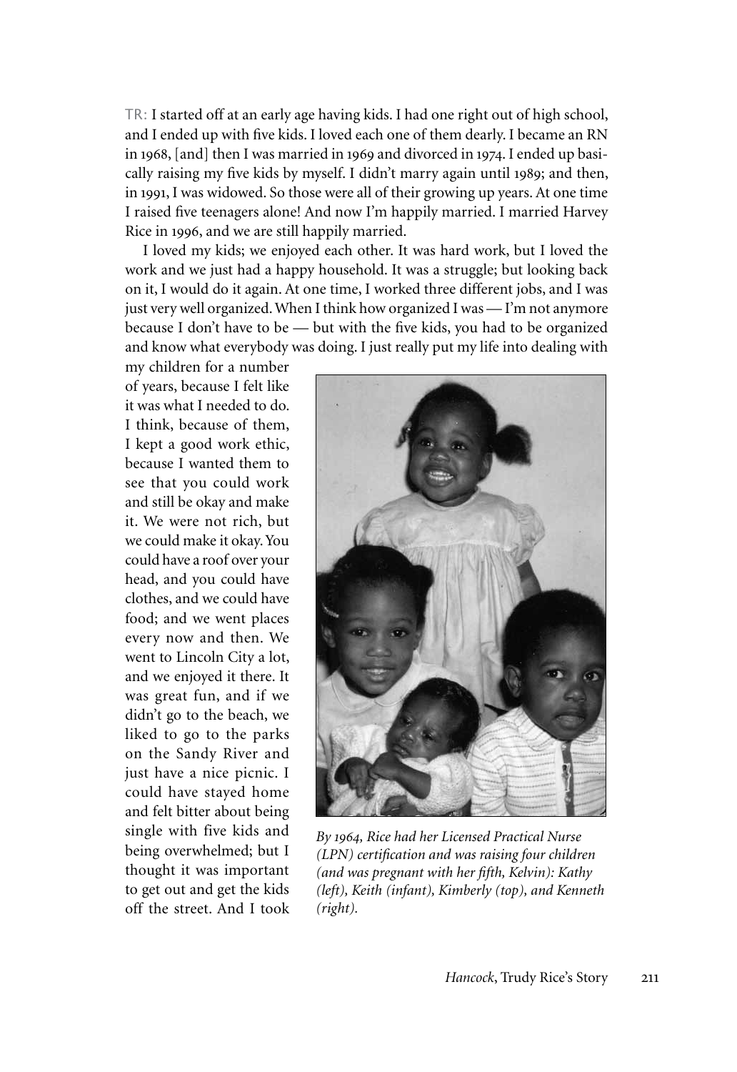TR: I started off at an early age having kids. I had one right out of high school, and I ended up with five kids. I loved each one of them dearly. I became an RN in 1968, [and] then I was married in 1969 and divorced in 1974. I ended up basically raising my five kids by myself. I didn't marry again until 1989; and then, in 1991, I was widowed. So those were all of their growing up years. At one time I raised five teenagers alone! And now I'm happily married. I married Harvey Rice in 1996, and we are still happily married.

I loved my kids; we enjoyed each other. It was hard work, but I loved the work and we just had a happy household. It was a struggle; but looking back on it, I would do it again. At one time, I worked three different jobs, and I was just very well organized. When I think how organized I was — I'm not anymore because I don't have to be — but with the five kids, you had to be organized and know what everybody was doing. I just really put my life into dealing with my children for a number of years, because I felt like it was what I needed to do. I think, because of them, I kept a good work ethic, because I wanted them to see that you could work and still be okay and make it. We were not rich, but we could make it okay. You could have a roof over your head, and you could have clothes, and we could have food; and we went places every now and then. We went to Lincoln City a lot, and we enjoyed it there. It was great fun, and if we didn't go to the beach, we liked to go to the parks on the Sandy River and just have a nice picnic. I could have stayed home and felt bitter about being single with five kids and being overwhelmed; but I thought it was important to get out and get the kids off the street. And I took

*By 1964, Rice had her Licensed Practical Nurse (LPN) certification and was raising four children (and was pregnant with her fifth, Kelvin): Kathy (left), Keith (infant), Kimberly (top), and Kenneth (right).*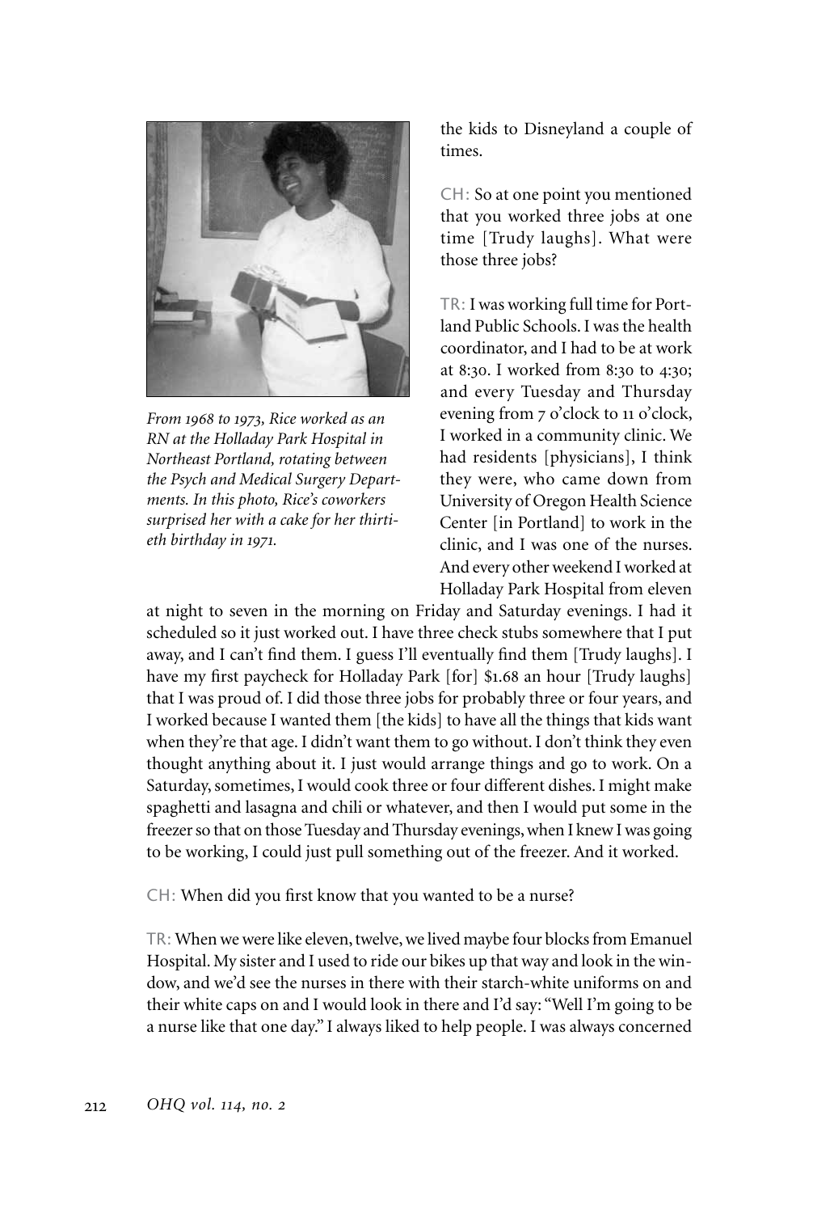*From 1968 to 1973, Rice worked as an RN at the Holladay Park Hospital in Northeast Portland, rotating between the Psych and Medical Surgery Departments. In this photo, Rice's coworkers surprised her with a cake for her thirtieth birthday in 1971.*

the kids to Disneyland a couple of times.

CH: So at one point you mentioned that you worked three jobs at one time [Trudy laughs]. What were those three jobs?

TR: I was working full time for Portland Public Schools. I was the health coordinator, and I had to be at work at 8:30. I worked from 8:30 to 4:30; and every Tuesday and Thursday evening from 7 o'clock to 11 o'clock, I worked in a community clinic. We had residents [physicians], I think they were, who came down from University of Oregon Health Science Center [in Portland] to work in the clinic, and I was one of the nurses. And every other weekend I worked at Holladay Park Hospital from eleven at night to seven in the morning on Friday and Saturday evenings. I had it scheduled so it just worked out. I have three check stubs somewhere that I put away, and I can't find them. I guess I'll eventually find them [Trudy laughs]. I have my first paycheck for Holladay Park [for] $1.68 an hour [Trudy laughs] that I was proud of. I did those three jobs for probably three or four years, and I worked because I wanted them [the kids] to have all the things that kids want when they're that age. I didn't want them to go without. I don't think they even thought anything about it. I just would arrange things and go to work. On a Saturday, sometimes, I would cook three or four different dishes. I might make spaghetti and lasagna and chili or whatever, and then I would put some in the freezer so that on those Tuesday and Thursday evenings, when I knew I was going to be working, I could just pull something out of the freezer. And it worked.

CH: When did you first know that you wanted to be a nurse?

TR: When we were like eleven, twelve, we lived maybe four blocks from Emanuel Hospital. My sister and I used to ride our bikes up that way and look in the window, and we'd see the nurses in there with their starch-white uniforms on and their white caps on and I would look in there and I'd say: "Well I'm going to be a nurse like that one day." I always liked to help people. I was always concerned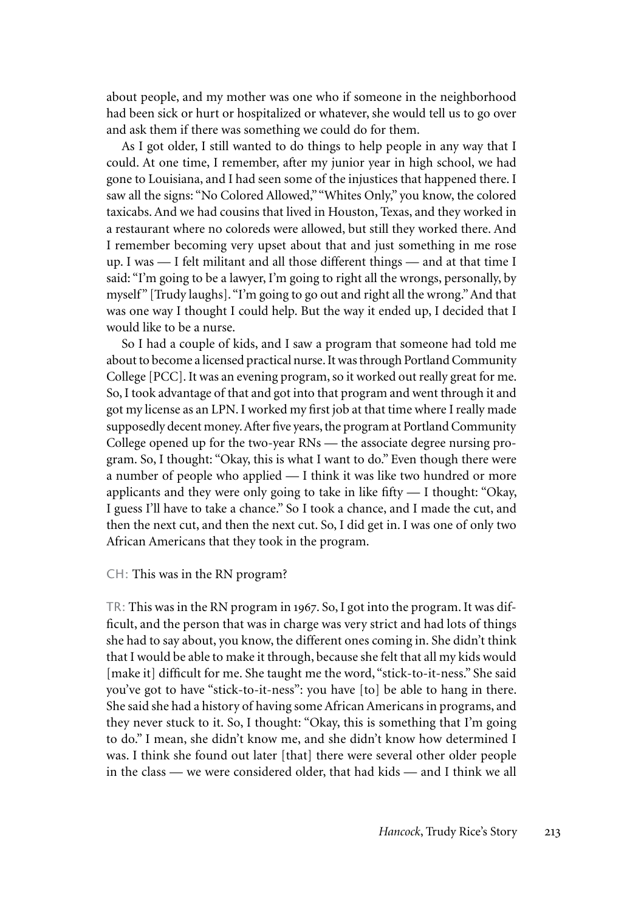about people, and my mother was one who if someone in the neighborhood had been sick or hurt or hospitalized or whatever, she would tell us to go over and ask them if there was something we could do for them.

As I got older, I still wanted to do things to help people in any way that I could. At one time, I remember, after my junior year in high school, we had gone to Louisiana, and I had seen some of the injustices that happened there. I saw all the signs: "No Colored Allowed," "Whites Only," you know, the colored taxicabs. And we had cousins that lived in Houston, Texas, and they worked in a restaurant where no coloreds were allowed, but still they worked there. And I remember becoming very upset about that and just something in me rose up. I was — I felt militant and all those different things — and at that time I said: "I'm going to be a lawyer, I'm going to right all the wrongs, personally, by myself" [Trudy laughs]. "I'm going to go out and right all the wrong." And that was one way I thought I could help. But the way it ended up, I decided that I would like to be a nurse.

So I had a couple of kids, and I saw a program that someone had told me about to become a licensed practical nurse. It was through Portland Community College [PCC]. It was an evening program, so it worked out really great for me. So, I took advantage of that and got into that program and went through it and got my license as an LPN. I worked my first job at that time where I really made supposedly decent money. After five years, the program at Portland Community College opened up for the two-year RNs — the associate degree nursing program. So, I thought: "Okay, this is what I want to do." Even though there were a number of people who applied — I think it was like two hundred or more applicants and they were only going to take in like fifty — I thought: "Okay, I guess I'll have to take a chance." So I took a chance, and I made the cut, and then the next cut, and then the next cut. So, I did get in. I was one of only two African Americans that they took in the program.

CH: This was in the RN program?

TR: This was in the RN program in 1967. So, I got into the program. It was difficult, and the person that was in charge was very strict and had lots of things she had to say about, you know, the different ones coming in. She didn't think that I would be able to make it through, because she felt that all my kids would [make it] difficult for me. She taught me the word, "stick-to-it-ness." She said you've got to have "stick-to-it-ness": you have [to] be able to hang in there. She said she had a history of having some African Americans in programs, and they never stuck to it. So, I thought: "Okay, this is something that I'm going to do." I mean, she didn't know me, and she didn't know how determined I was. I think she found out later [that] there were several other older people in the class — we were considered older, that had kids — and I think we all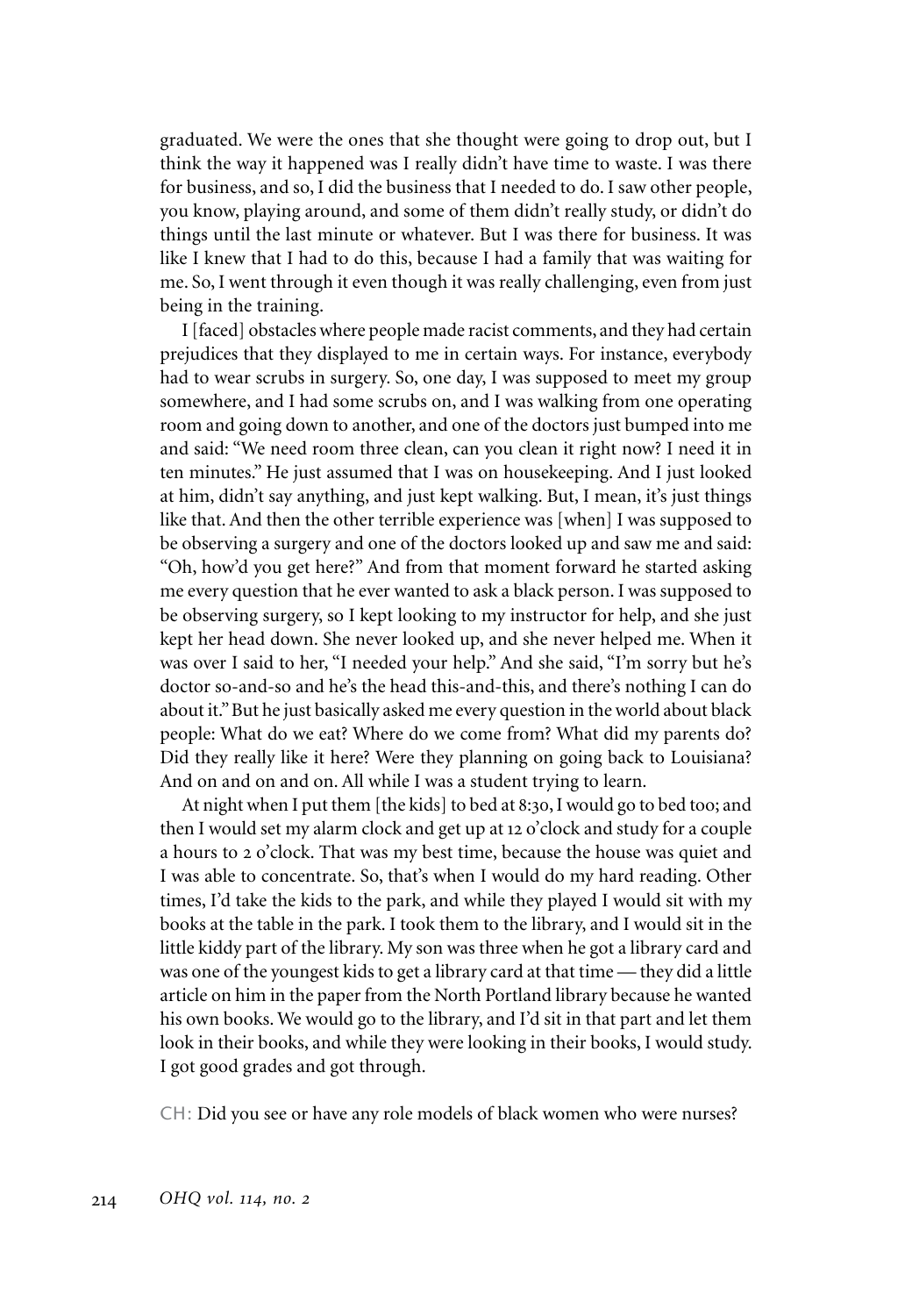graduated. We were the ones that she thought were going to drop out, but I think the way it happened was I really didn't have time to waste. I was there for business, and so, I did the business that I needed to do. I saw other people, you know, playing around, and some of them didn't really study, or didn't do things until the last minute or whatever. But I was there for business. It was like I knew that I had to do this, because I had a family that was waiting for me. So, I went through it even though it was really challenging, even from just being in the training.

I [faced] obstacles where people made racist comments, and they had certain prejudices that they displayed to me in certain ways. For instance, everybody had to wear scrubs in surgery. So, one day, I was supposed to meet my group somewhere, and I had some scrubs on, and I was walking from one operating room and going down to another, and one of the doctors just bumped into me and said: "We need room three clean, can you clean it right now? I need it in ten minutes." He just assumed that I was on housekeeping. And I just looked at him, didn't say anything, and just kept walking. But, I mean, it's just things like that. And then the other terrible experience was [when] I was supposed to be observing a surgery and one of the doctors looked up and saw me and said: "Oh, how'd you get here?" And from that moment forward he started asking me every question that he ever wanted to ask a black person. I was supposed to be observing surgery, so I kept looking to my instructor for help, and she just kept her head down. She never looked up, and she never helped me. When it was over I said to her, "I needed your help." And she said, "I'm sorry but he's doctor so-and-so and he's the head this-and-this, and there's nothing I can do about it." But he just basically asked me every question in the world about black people: What do we eat? Where do we come from? What did my parents do? Did they really like it here? Were they planning on going back to Louisiana? And on and on and on. All while I was a student trying to learn.

At night when I put them [the kids] to bed at 8:30, I would go to bed too; and then I would set my alarm clock and get up at 12 o'clock and study for a couple a hours to 2 o'clock. That was my best time, because the house was quiet and I was able to concentrate. So, that's when I would do my hard reading. Other times, I'd take the kids to the park, and while they played I would sit with my books at the table in the park. I took them to the library, and I would sit in the little kiddy part of the library. My son was three when he got a library card and was one of the youngest kids to get a library card at that time — they did a little article on him in the paper from the North Portland library because he wanted his own books. We would go to the library, and I'd sit in that part and let them look in their books, and while they were looking in their books, I would study. I got good grades and got through.

CH: Did you see or have any role models of black women who were nurses?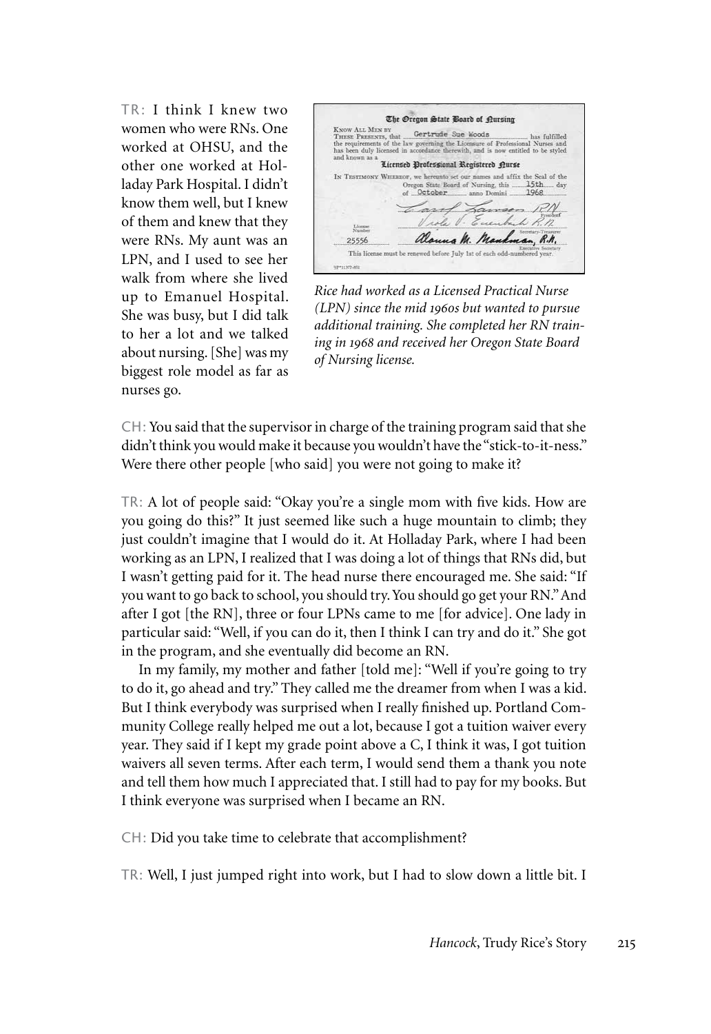TR: I think I knew two women who were RNs. One worked at OHSU, and the other one worked at Holladay Park Hospital. I didn't know them well, but I knew of them and knew that they were RNs. My aunt was an LPN, and I used to see her walk from where she lived up to Emanuel Hospital. She was busy, but I did talk to her a lot and we talked about nursing. [She] was my biggest role model as far as nurses go.

*Rice had worked as a Licensed Practical Nurse (LPN) since the mid 1960s but wanted to pursue additional training. She completed her RN training in 1968 and received her Oregon State Board of Nursing license.*

CH: You said that the supervisor in charge of the training program said that she didn't think you would make it because you wouldn't have the "stick-to-it-ness." Were there other people [who said] you were not going to make it?

TR: A lot of people said: "Okay you're a single mom with five kids. How are you going do this?" It just seemed like such a huge mountain to climb; they just couldn't imagine that I would do it. At Holladay Park, where I had been working as an LPN, I realized that I was doing a lot of things that RNs did, but I wasn't getting paid for it. The head nurse there encouraged me. She said: "If you want to go back to school, you should try. You should go get your RN." And after I got [the RN], three or four LPNs came to me [for advice]. One lady in particular said: "Well, if you can do it, then I think I can try and do it." She got in the program, and she eventually did become an RN.

In my family, my mother and father [told me]: "Well if you're going to try to do it, go ahead and try." They called me the dreamer from when I was a kid. But I think everybody was surprised when I really finished up. Portland Community College really helped me out a lot, because I got a tuition waiver every year. They said if I kept my grade point above a C, I think it was, I got tuition waivers all seven terms. After each term, I would send them a thank you note and tell them how much I appreciated that. I still had to pay for my books. But I think everyone was surprised when I became an RN.

CH: Did you take time to celebrate that accomplishment?

TR: Well, I just jumped right into work, but I had to slow down a little bit. I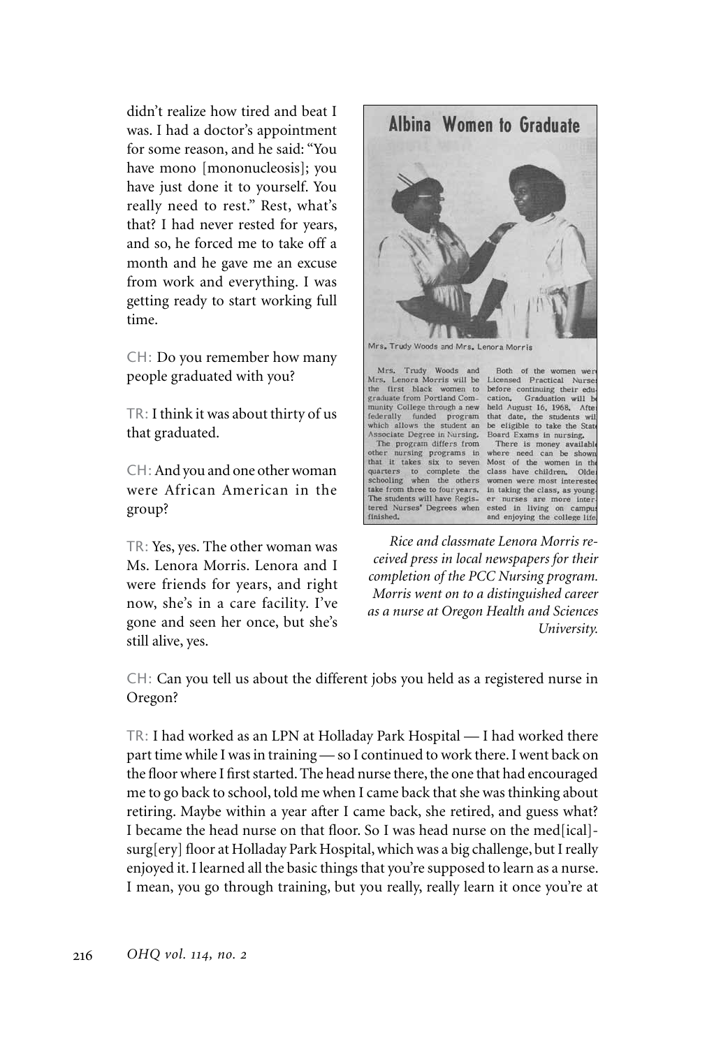didn't realize how tired and beat I was. I had a doctor's appointment for some reason, and he said: "You have mono [mononucleosis]; you have just done it to yourself. You really need to rest." Rest, what's that? I had never rested for years, and so, he forced me to take off a month and he gave me an excuse from work and everything. I was getting ready to start working full time.

CH: Do you remember how many people graduated with you?

TR: I think it was about thirty of us that graduated.

CH: And you and one other woman were African American in the group?

TR: Yes, yes. The other woman was Ms. Lenora Morris. Lenora and I were friends for years, and right now, she's in a care facility. I've gone and seen her once, but she's still alive, yes.

**Albina Women to Graduate**

Mrs. Trudy Woods and Mrs. Lenora Morris

Mrs. Trudy Woods and Mrs. Lenora Morris will be the first black women to graduate from Portland Community College through a new federally funded program which allows the student an Associate Degree in Nursing. The program differs from other nursing programs in that it takes six to seven quarters to complete the schooling when the others take from three to four years. The students will have Registered Nurses' Degrees when finished.

Both of the women were Licensed Practical Nurses before continuing their education. Graduation will be held August 16, 1968. After that date, the students will be eligible to take the State Board Exams in nursing.

There is money available where need can be shown. Most of the women in the class have children. Older women were most interested in taking the class, as younger nurses are more interested in living on campus and enjoying the college life.

*Rice and classmate Lenora Morris received press in local newspapers for their completion of the PCC Nursing program. Morris went on to a distinguished career as a nurse at Oregon Health and Sciences University.*

CH: Can you tell us about the different jobs you held as a registered nurse in Oregon?

TR: I had worked as an LPN at Holladay Park Hospital — I had worked there part time while I was in training — so I continued to work there. I went back on the floor where I first started. The head nurse there, the one that had encouraged me to go back to school, told me when I came back that she was thinking about retiring. Maybe within a year after I came back, she retired, and guess what? I became the head nurse on that floor. So I was head nurse on the med[ical]-surg[ery] floor at Holladay Park Hospital, which was a big challenge, but I really enjoyed it. I learned all the basic things that you're supposed to learn as a nurse. I mean, you go through training, but you really, really learn it once you're at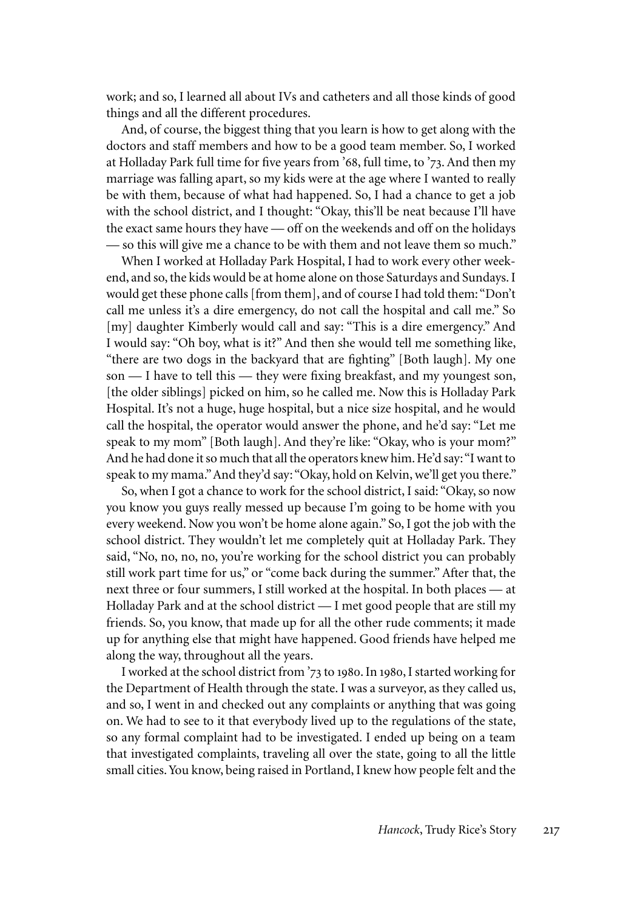work; and so, I learned all about IVs and catheters and all those kinds of good things and all the different procedures.

And, of course, the biggest thing that you learn is how to get along with the doctors and staff members and how to be a good team member. So, I worked at Holladay Park full time for five years from '68, full time, to '73. And then my marriage was falling apart, so my kids were at the age where I wanted to really be with them, because of what had happened. So, I had a chance to get a job with the school district, and I thought: "Okay, this'll be neat because I'll have the exact same hours they have — off on the weekends and off on the holidays — so this will give me a chance to be with them and not leave them so much."

When I worked at Holladay Park Hospital, I had to work every other weekend, and so, the kids would be at home alone on those Saturdays and Sundays. I would get these phone calls [from them], and of course I had told them: "Don't call me unless it's a dire emergency, do not call the hospital and call me." So [my] daughter Kimberly would call and say: "This is a dire emergency." And I would say: "Oh boy, what is it?" And then she would tell me something like, "there are two dogs in the backyard that are fighting" [Both laugh]. My one son — I have to tell this — they were fixing breakfast, and my youngest son, [the older siblings] picked on him, so he called me. Now this is Holladay Park Hospital. It's not a huge, huge hospital, but a nice size hospital, and he would call the hospital, the operator would answer the phone, and he'd say: "Let me speak to my mom" [Both laugh]. And they're like: "Okay, who is your mom?" And he had done it so much that all the operators knew him. He'd say: "I want to speak to my mama." And they'd say: "Okay, hold on Kelvin, we'll get you there."

So, when I got a chance to work for the school district, I said: "Okay, so now you know you guys really messed up because I'm going to be home with you every weekend. Now you won't be home alone again." So, I got the job with the school district. They wouldn't let me completely quit at Holladay Park. They said, "No, no, no, no, you're working for the school district you can probably still work part time for us," or "come back during the summer." After that, the next three or four summers, I still worked at the hospital. In both places — at Holladay Park and at the school district — I met good people that are still my friends. So, you know, that made up for all the other rude comments; it made up for anything else that might have happened. Good friends have helped me along the way, throughout all the years.

I worked at the school district from '73 to 1980. In 1980, I started working for the Department of Health through the state. I was a surveyor, as they called us, and so, I went in and checked out any complaints or anything that was going on. We had to see to it that everybody lived up to the regulations of the state, so any formal complaint had to be investigated. I ended up being on a team that investigated complaints, traveling all over the state, going to all the little small cities. You know, being raised in Portland, I knew how people felt and the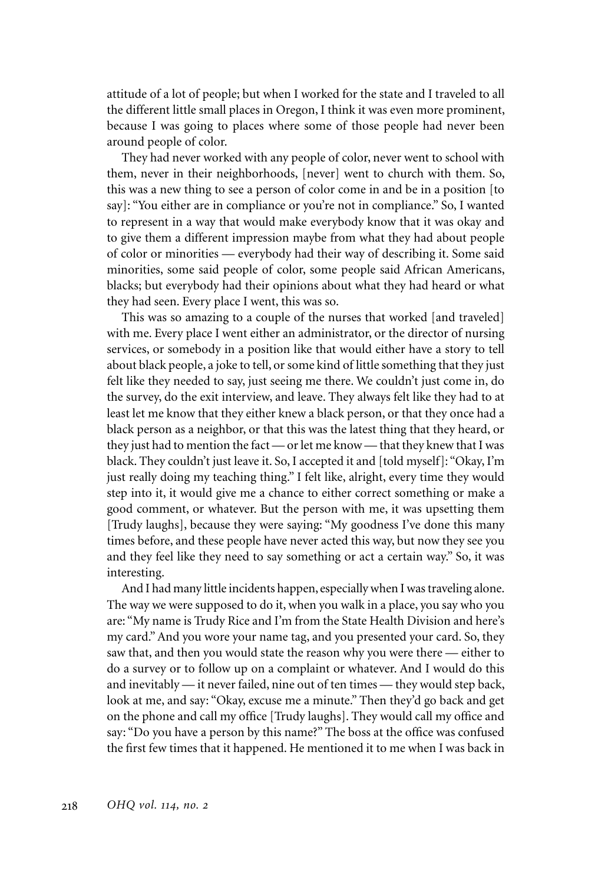attitude of a lot of people; but when I worked for the state and I traveled to all the different little small places in Oregon, I think it was even more prominent, because I was going to places where some of those people had never been around people of color.

They had never worked with any people of color, never went to school with them, never in their neighborhoods, [never] went to church with them. So, this was a new thing to see a person of color come in and be in a position [to say]: "You either are in compliance or you're not in compliance." So, I wanted to represent in a way that would make everybody know that it was okay and to give them a different impression maybe from what they had about people of color or minorities — everybody had their way of describing it. Some said minorities, some said people of color, some people said African Americans, blacks; but everybody had their opinions about what they had heard or what they had seen. Every place I went, this was so.

This was so amazing to a couple of the nurses that worked [and traveled] with me. Every place I went either an administrator, or the director of nursing services, or somebody in a position like that would either have a story to tell about black people, a joke to tell, or some kind of little something that they just felt like they needed to say, just seeing me there. We couldn't just come in, do the survey, do the exit interview, and leave. They always felt like they had to at least let me know that they either knew a black person, or that they once had a black person as a neighbor, or that this was the latest thing that they heard, or they just had to mention the fact — or let me know — that they knew that I was black. They couldn't just leave it. So, I accepted it and [told myself]: "Okay, I'm just really doing my teaching thing." I felt like, alright, every time they would step into it, it would give me a chance to either correct something or make a good comment, or whatever. But the person with me, it was upsetting them [Trudy laughs], because they were saying: "My goodness I've done this many times before, and these people have never acted this way, but now they see you and they feel like they need to say something or act a certain way." So, it was interesting.

And I had many little incidents happen, especially when I was traveling alone. The way we were supposed to do it, when you walk in a place, you say who you are: "My name is Trudy Rice and I'm from the State Health Division and here's my card." And you wore your name tag, and you presented your card. So, they saw that, and then you would state the reason why you were there — either to do a survey or to follow up on a complaint or whatever. And I would do this and inevitably — it never failed, nine out of ten times — they would step back, look at me, and say: "Okay, excuse me a minute." Then they'd go back and get on the phone and call my office [Trudy laughs]. They would call my office and say: "Do you have a person by this name?" The boss at the office was confused the first few times that it happened. He mentioned it to me when I was back in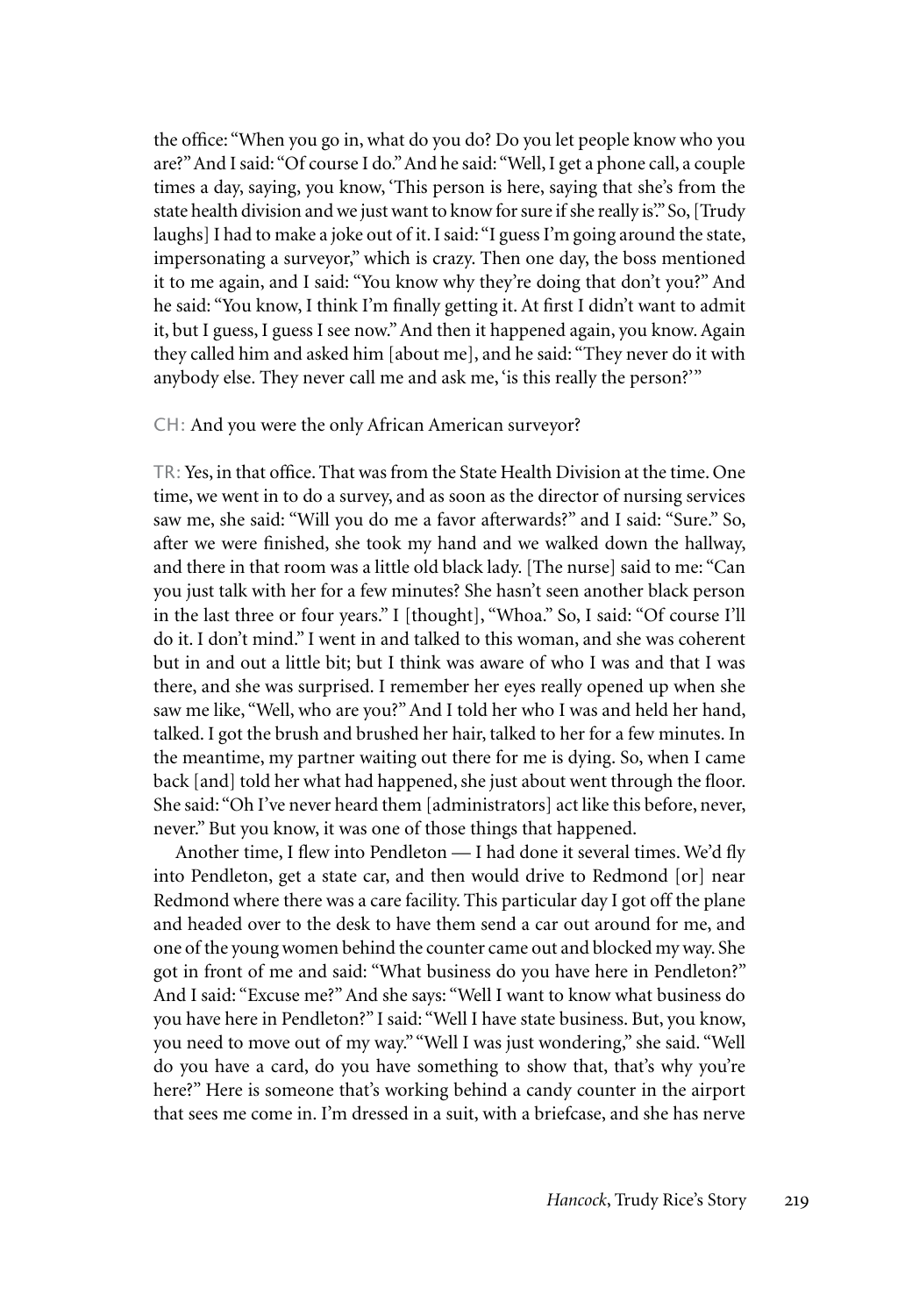the office: "When you go in, what do you do? Do you let people know who you are?" And I said: "Of course I do." And he said: "Well, I get a phone call, a couple times a day, saying, you know, 'This person is here, saying that she's from the state health division and we just want to know for sure if she really is.'" So, [Trudy laughs] I had to make a joke out of it. I said: "I guess I'm going around the state, impersonating a surveyor," which is crazy. Then one day, the boss mentioned it to me again, and I said: "You know why they're doing that don't you?" And he said: "You know, I think I'm finally getting it. At first I didn't want to admit it, but I guess, I guess I see now." And then it happened again, you know. Again they called him and asked him [about me], and he said: "They never do it with anybody else. They never call me and ask me, 'is this really the person?'"

CH: And you were the only African American surveyor?

TR: Yes, in that office. That was from the State Health Division at the time. One time, we went in to do a survey, and as soon as the director of nursing services saw me, she said: "Will you do me a favor afterwards?" and I said: "Sure." So, after we were finished, she took my hand and we walked down the hallway, and there in that room was a little old black lady. [The nurse] said to me: "Can you just talk with her for a few minutes? She hasn't seen another black person in the last three or four years." I [thought], "Whoa." So, I said: "Of course I'll do it. I don't mind." I went in and talked to this woman, and she was coherent but in and out a little bit; but I think was aware of who I was and that I was there, and she was surprised. I remember her eyes really opened up when she saw me like, "Well, who are you?" And I told her who I was and held her hand, talked. I got the brush and brushed her hair, talked to her for a few minutes. In the meantime, my partner waiting out there for me is dying. So, when I came back [and] told her what had happened, she just about went through the floor. She said: "Oh I've never heard them [administrators] act like this before, never, never." But you know, it was one of those things that happened.

Another time, I flew into Pendleton — I had done it several times. We'd fly into Pendleton, get a state car, and then would drive to Redmond [or] near Redmond where there was a care facility. This particular day I got off the plane and headed over to the desk to have them send a car out around for me, and one of the young women behind the counter came out and blocked my way. She got in front of me and said: "What business do you have here in Pendleton?" And I said: "Excuse me?" And she says: "Well I want to know what business do you have here in Pendleton?" I said: "Well I have state business. But, you know, you need to move out of my way." "Well I was just wondering," she said. "Well do you have a card, do you have something to show that, that's why you're here?" Here is someone that's working behind a candy counter in the airport that sees me come in. I'm dressed in a suit, with a briefcase, and she has nerve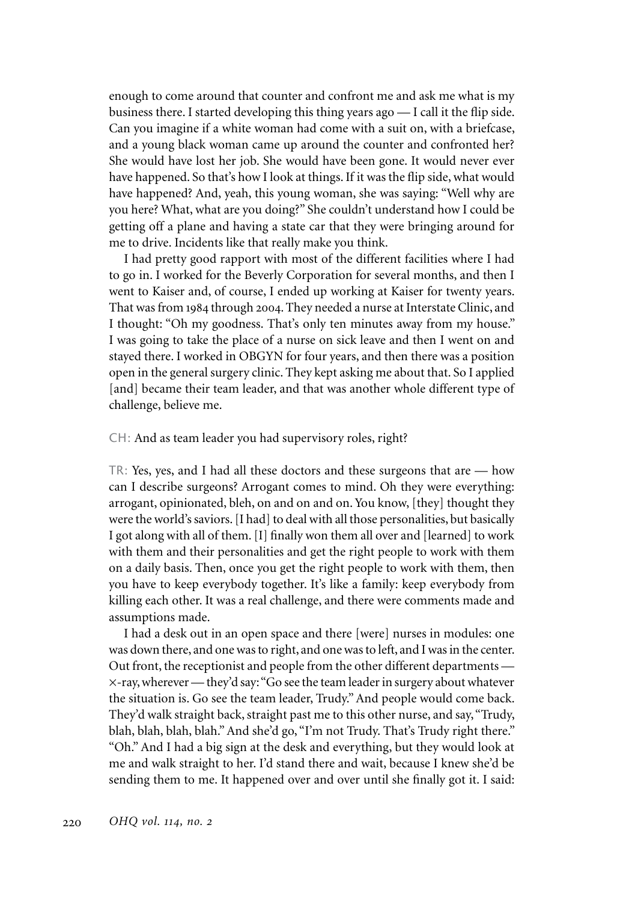enough to come around that counter and confront me and ask me what is my business there. I started developing this thing years ago — I call it the flip side. Can you imagine if a white woman had come with a suit on, with a briefcase, and a young black woman came up around the counter and confronted her? She would have lost her job. She would have been gone. It would never ever have happened. So that's how I look at things. If it was the flip side, what would have happened? And, yeah, this young woman, she was saying: "Well why are you here? What, what are you doing?" She couldn't understand how I could be getting off a plane and having a state car that they were bringing around for me to drive. Incidents like that really make you think.

I had pretty good rapport with most of the different facilities where I had to go in. I worked for the Beverly Corporation for several months, and then I went to Kaiser and, of course, I ended up working at Kaiser for twenty years. That was from 1984 through 2004. They needed a nurse at Interstate Clinic, and I thought: "Oh my goodness. That's only ten minutes away from my house." I was going to take the place of a nurse on sick leave and then I went on and stayed there. I worked in OBGYN for four years, and then there was a position open in the general surgery clinic. They kept asking me about that. So I applied [and] became their team leader, and that was another whole different type of challenge, believe me.

CH: And as team leader you had supervisory roles, right?

TR: Yes, yes, and I had all these doctors and these surgeons that are — how can I describe surgeons? Arrogant comes to mind. Oh they were everything: arrogant, opinionated, bleh, on and on and on. You know, [they] thought they were the world's saviors. [I had] to deal with all those personalities, but basically I got along with all of them. [I] finally won them all over and [learned] to work with them and their personalities and get the right people to work with them on a daily basis. Then, once you get the right people to work with them, then you have to keep everybody together. It's like a family: keep everybody from killing each other. It was a real challenge, and there were comments made and assumptions made.

I had a desk out in an open space and there [were] nurses in modules: one was down there, and one was to right, and one was to left, and I was in the center. Out front, the receptionist and people from the other different departments — x-ray, wherever — they'd say: "Go see the team leader in surgery about whatever the situation is. Go see the team leader, Trudy." And people would come back. They'd walk straight back, straight past me to this other nurse, and say, "Trudy, blah, blah, blah, blah." And she'd go, "I'm not Trudy. That's Trudy right there." "Oh." And I had a big sign at the desk and everything, but they would look at me and walk straight to her. I'd stand there and wait, because I knew she'd be sending them to me. It happened over and over until she finally got it. I said: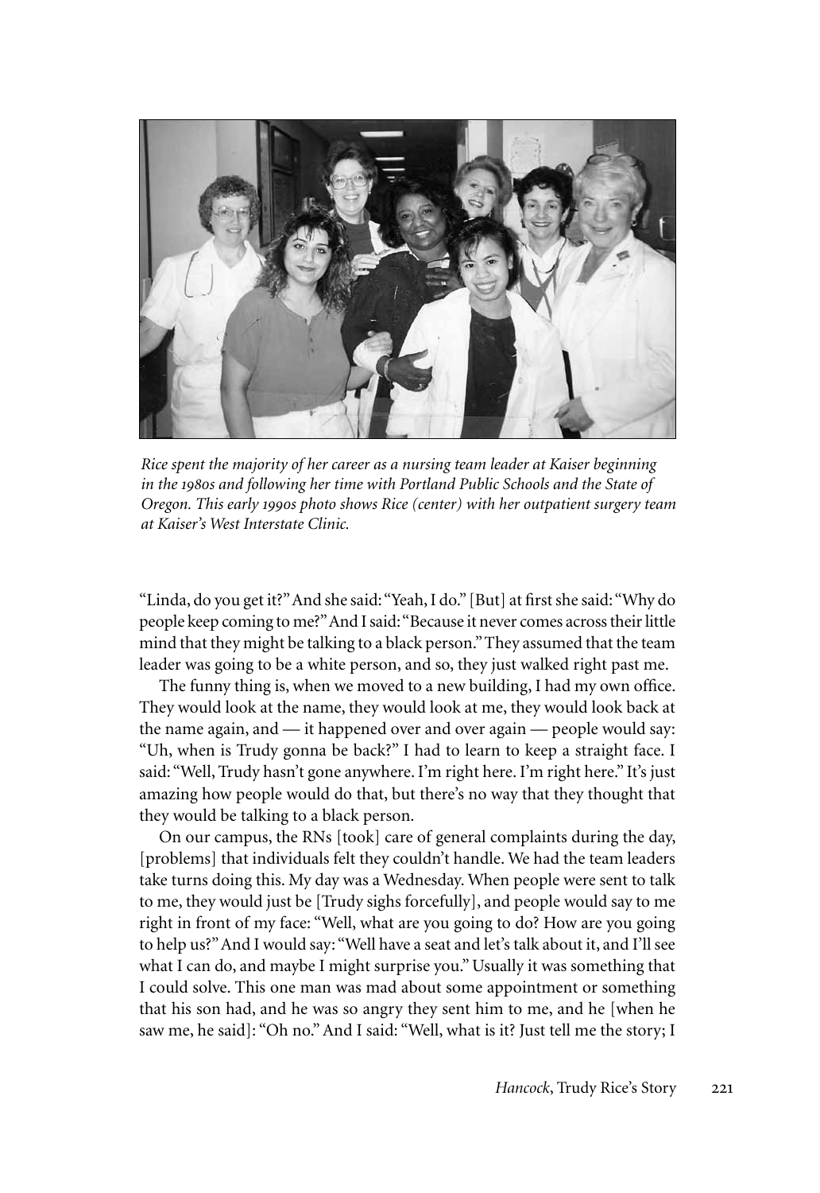*Rice spent the majority of her career as a nursing team leader at Kaiser beginning in the 1980s and following her time with Portland Public Schools and the State of Oregon. This early 1990s photo shows Rice (center) with her outpatient surgery team at Kaiser's West Interstate Clinic.*

"Linda, do you get it?" And she said: "Yeah, I do." [But] at first she said: "Why do people keep coming to me?" And I said: "Because it never comes across their little mind that they might be talking to a black person." They assumed that the team leader was going to be a white person, and so, they just walked right past me.

The funny thing is, when we moved to a new building, I had my own office. They would look at the name, they would look at me, they would look back at the name again, and — it happened over and over again — people would say: "Uh, when is Trudy gonna be back?" I had to learn to keep a straight face. I said: "Well, Trudy hasn't gone anywhere. I'm right here. I'm right here." It's just amazing how people would do that, but there's no way that they thought that they would be talking to a black person.

On our campus, the RNs [took] care of general complaints during the day, [problems] that individuals felt they couldn't handle. We had the team leaders take turns doing this. My day was a Wednesday. When people were sent to talk to me, they would just be [Trudy sighs forcefully], and people would say to me right in front of my face: "Well, what are you going to do? How are you going to help us?" And I would say: "Well have a seat and let's talk about it, and I'll see what I can do, and maybe I might surprise you." Usually it was something that I could solve. This one man was mad about some appointment or something that his son had, and he was so angry they sent him to me, and he [when he saw me, he said]: "Oh no." And I said: "Well, what is it? Just tell me the story; I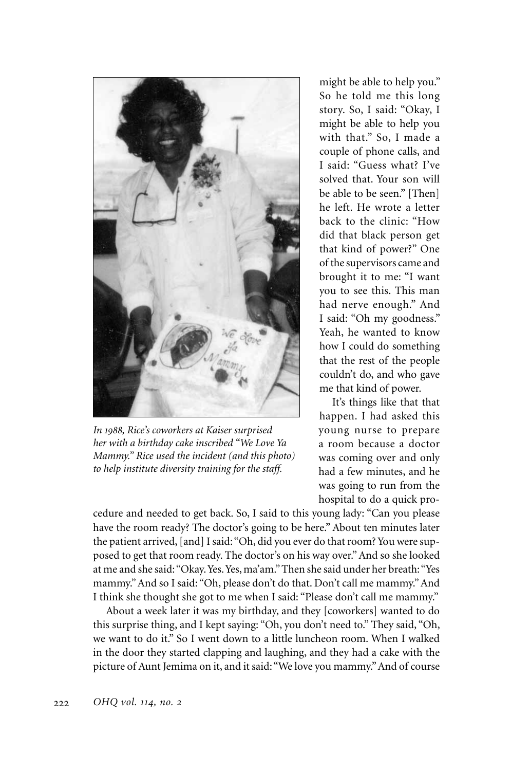*In 1988, Rice's coworkers at Kaiser surprised her with a birthday cake inscribed "We Love Ya Mammy." Rice used the incident (and this photo) to help institute diversity training for the staff.*

might be able to help you." So he told me this long story. So, I said: "Okay, I might be able to help you with that." So, I made a couple of phone calls, and I said: "Guess what? I've solved that. Your son will be able to be seen." [Then] he left. He wrote a letter back to the clinic: "How did that black person get that kind of power?" One of the supervisors came and brought it to me: "I want you to see this. This man had nerve enough." And I said: "Oh my goodness." Yeah, he wanted to know how I could do something that the rest of the people couldn't do, and who gave me that kind of power.

It's things like that that happen. I had asked this young nurse to prepare a room because a doctor was coming over and only had a few minutes, and he was going to run from the hospital to do a quick procedure and needed to get back. So, I said to this young lady: "Can you please have the room ready? The doctor's going to be here." About ten minutes later the patient arrived, [and] I said: "Oh, did you ever do that room? You were supposed to get that room ready. The doctor's on his way over." And so she looked at me and she said: "Okay. Yes. Yes, ma'am." Then she said under her breath: "Yes mammy." And so I said: "Oh, please don't do that. Don't call me mammy." And I think she thought she got to me when I said: "Please don't call me mammy."

About a week later it was my birthday, and they [coworkers] wanted to do this surprise thing, and I kept saying: "Oh, you don't need to." They said, "Oh, we want to do it." So I went down to a little luncheon room. When I walked in the door they started clapping and laughing, and they had a cake with the picture of Aunt Jemima on it, and it said: "We love you mammy." And of course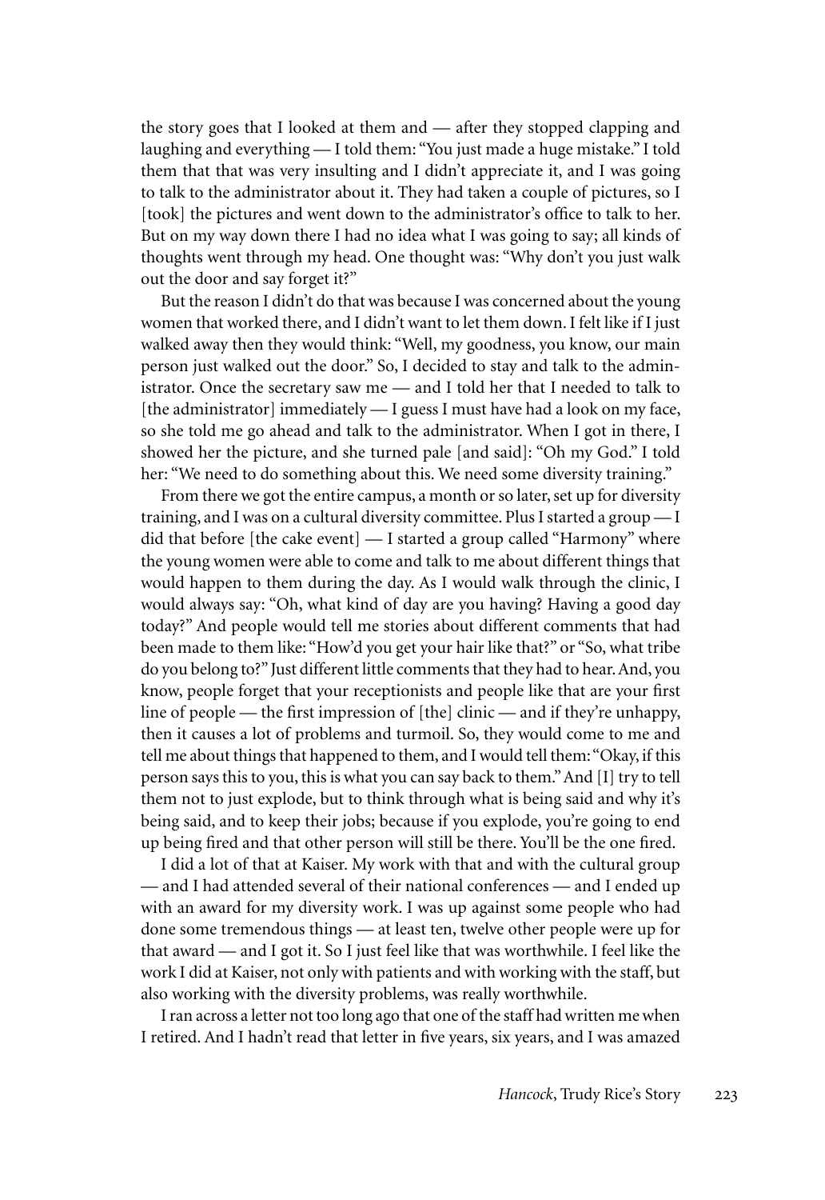the story goes that I looked at them and — after they stopped clapping and laughing and everything — I told them: "You just made a huge mistake." I told them that that was very insulting and I didn't appreciate it, and I was going to talk to the administrator about it. They had taken a couple of pictures, so I [took] the pictures and went down to the administrator's office to talk to her. But on my way down there I had no idea what I was going to say; all kinds of thoughts went through my head. One thought was: "Why don't you just walk out the door and say forget it?"

But the reason I didn't do that was because I was concerned about the young women that worked there, and I didn't want to let them down. I felt like if I just walked away then they would think: "Well, my goodness, you know, our main person just walked out the door." So, I decided to stay and talk to the administrator. Once the secretary saw me — and I told her that I needed to talk to [the administrator] immediately — I guess I must have had a look on my face, so she told me go ahead and talk to the administrator. When I got in there, I showed her the picture, and she turned pale [and said]: "Oh my God." I told her: "We need to do something about this. We need some diversity training."

From there we got the entire campus, a month or so later, set up for diversity training, and I was on a cultural diversity committee. Plus I started a group — I did that before [the cake event] — I started a group called "Harmony" where the young women were able to come and talk to me about different things that would happen to them during the day. As I would walk through the clinic, I would always say: "Oh, what kind of day are you having? Having a good day today?" And people would tell me stories about different comments that had been made to them like: "How'd you get your hair like that?" or "So, what tribe do you belong to?" Just different little comments that they had to hear. And, you know, people forget that your receptionists and people like that are your first line of people — the first impression of [the] clinic — and if they're unhappy, then it causes a lot of problems and turmoil. So, they would come to me and tell me about things that happened to them, and I would tell them: "Okay, if this person says this to you, this is what you can say back to them." And [I] try to tell them not to just explode, but to think through what is being said and why it's being said, and to keep their jobs; because if you explode, you're going to end up being fired and that other person will still be there. You'll be the one fired.

I did a lot of that at Kaiser. My work with that and with the cultural group — and I had attended several of their national conferences — and I ended up with an award for my diversity work. I was up against some people who had done some tremendous things — at least ten, twelve other people were up for that award — and I got it. So I just feel like that was worthwhile. I feel like the work I did at Kaiser, not only with patients and with working with the staff, but also working with the diversity problems, was really worthwhile.

I ran across a letter not too long ago that one of the staff had written me when I retired. And I hadn't read that letter in five years, six years, and I was amazed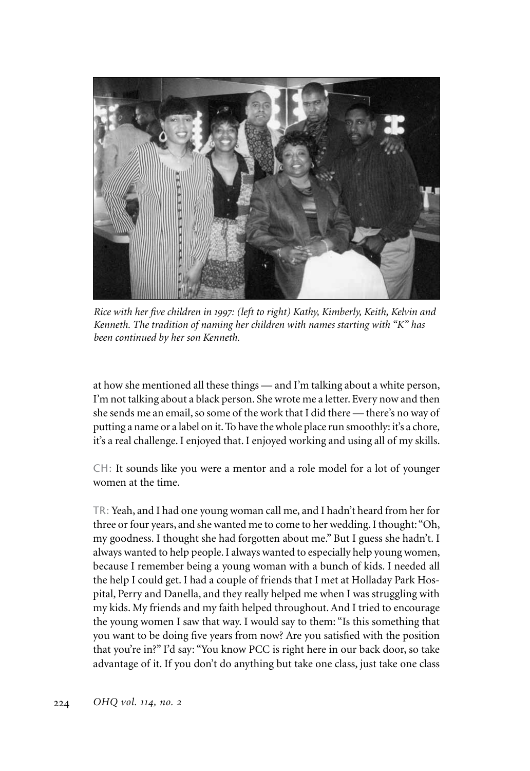*Rice with her five children in 1997: (left to right) Kathy, Kimberly, Keith, Kelvin and Kenneth. The tradition of naming her children with names starting with "K" has been continued by her son Kenneth.*

at how she mentioned all these things — and I'm talking about a white person, I'm not talking about a black person. She wrote me a letter. Every now and then she sends me an email, so some of the work that I did there — there's no way of putting a name or a label on it. To have the whole place run smoothly: it's a chore, it's a real challenge. I enjoyed that. I enjoyed working and using all of my skills.

CH: It sounds like you were a mentor and a role model for a lot of younger women at the time.

TR: Yeah, and I had one young woman call me, and I hadn't heard from her for three or four years, and she wanted me to come to her wedding. I thought: "Oh, my goodness. I thought she had forgotten about me." But I guess she hadn't. I always wanted to help people. I always wanted to especially help young women, because I remember being a young woman with a bunch of kids. I needed all the help I could get. I had a couple of friends that I met at Holladay Park Hospital, Perry and Danella, and they really helped me when I was struggling with my kids. My friends and my faith helped throughout. And I tried to encourage the young women I saw that way. I would say to them: "Is this something that you want to be doing five years from now? Are you satisfied with the position that you're in?" I'd say: "You know PCC is right here in our back door, so take advantage of it. If you don't do anything but take one class, just take one class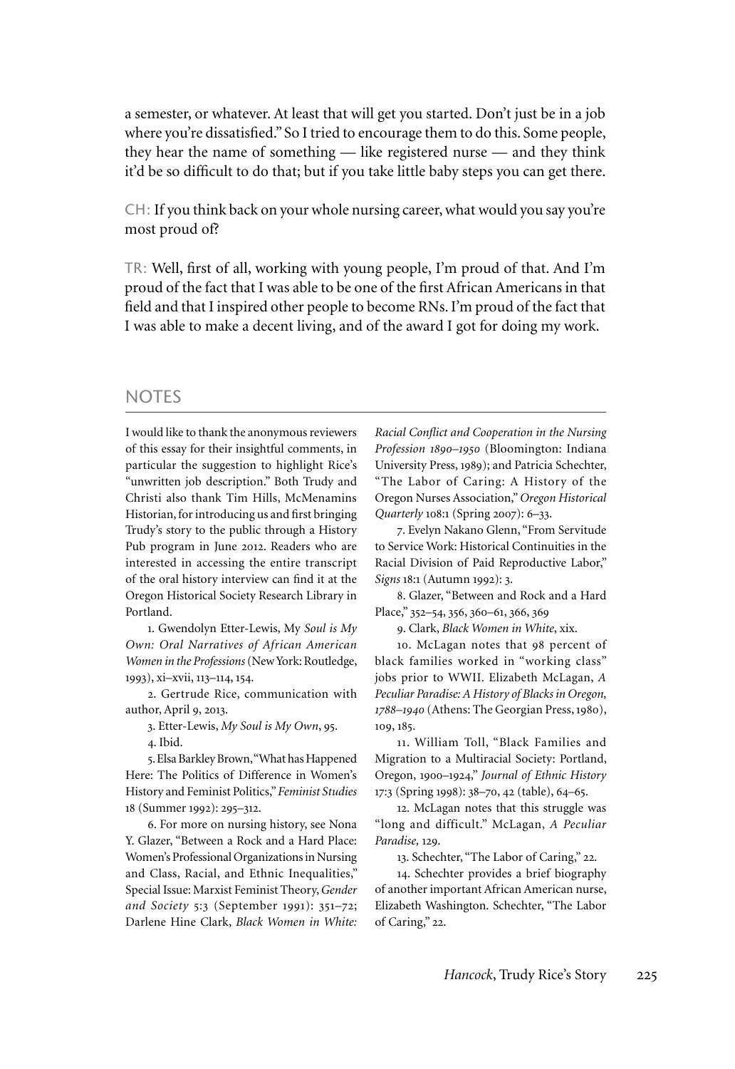a semester, or whatever. At least that will get you started. Don't just be in a job where you're dissatisfied." So I tried to encourage them to do this. Some people, they hear the name of something — like registered nurse — and they think it'd be so difficult to do that; but if you take little baby steps you can get there.

CH: If you think back on your whole nursing career, what would you say you're most proud of?

TR: Well, first of all, working with young people, I'm proud of that. And I'm proud of the fact that I was able to be one of the first African Americans in that field and that I inspired other people to become RNs. I'm proud of the fact that I was able to make a decent living, and of the award I got for doing my work.

## NOTES

I would like to thank the anonymous reviewers of this essay for their insightful comments, in particular the suggestion to highlight Rice's "unwritten job description." Both Trudy and Christi also thank Tim Hills, McMenamins Historian, for introducing us and first bringing Trudy's story to the public through a History Pub program in June 2012. Readers who are interested in accessing the entire transcript of the oral history interview can find it at the Oregon Historical Society Research Library in Portland.

1. Gwendolyn Etter-Lewis, My *Soul is My Own: Oral Narratives of African American Women in the Professions* (New York: Routledge, 1993), xi–xvii, 113–114, 154.

2. Gertrude Rice, communication with author, April 9, 2013.

3. Etter-Lewis, *My Soul is My Own*, 95.

4. Ibid.

5. Elsa Barkley Brown, "What has Happened Here: The Politics of Difference in Women's History and Feminist Politics," *Feminist Studies* 18 (Summer 1992): 295–312.

6. For more on nursing history, see Nona Y. Glazer, "Between a Rock and a Hard Place: Women's Professional Organizations in Nursing and Class, Racial, and Ethnic Inequalities," Special Issue: Marxist Feminist Theory, *Gender and Society* 5:3 (September 1991): 351–72; Darlene Hine Clark, *Black Women in White: Racial Conflict and Cooperation in the Nursing Profession 1890–1950* (Bloomington: Indiana University Press, 1989); and Patricia Schechter, "The Labor of Caring: A History of the Oregon Nurses Association," *Oregon Historical Quarterly* 108:1 (Spring 2007): 6–33.

7. Evelyn Nakano Glenn, "From Servitude to Service Work: Historical Continuities in the Racial Division of Paid Reproductive Labor," *Signs* 18:1 (Autumn 1992): 3.

8. Glazer, "Between and Rock and a Hard Place," 352–54, 356, 360–61, 366, 369

9. Clark, *Black Women in White*, xix.

10. McLagan notes that 98 percent of black families worked in "working class" jobs prior to WWII. Elizabeth McLagan, *A Peculiar Paradise: A History of Blacks in Oregon, 1788–1940* (Athens: The Georgian Press, 1980), 109, 185.

11. William Toll, "Black Families and Migration to a Multiracial Society: Portland, Oregon, 1900–1924," *Journal of Ethnic History* 17:3 (Spring 1998): 38–70, 42 (table), 64–65.

12. McLagan notes that this struggle was "long and difficult." McLagan, *A Peculiar Paradise,* 129.

13. Schechter, "The Labor of Caring," 22.

14. Schechter provides a brief biography of another important African American nurse, Elizabeth Washington. Schechter, "The Labor of Caring," 22.